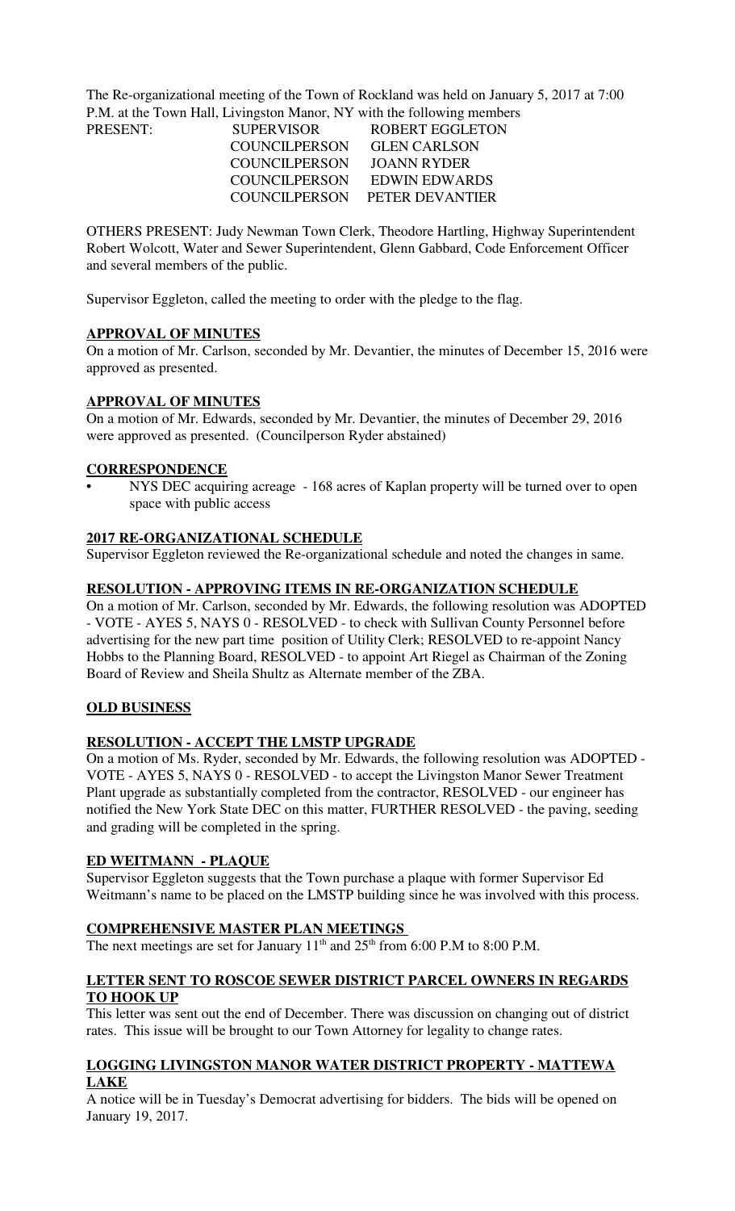The Re-organizational meeting of the Town of Rockland was held on January 5, 2017 at 7:00 P.M. at the Town Hall, Livingston Manor, NY with the following members

| PRESENT: | SUPERVISOR | ROBERT EGGLETON |
|---|---|---|
| | COUNCILPERSON | GLEN CARLSON |
| | COUNCILPERSON | JOANN RYDER |
| | COUNCILPERSON | EDWIN EDWARDS |
| | COUNCILPERSON | PETER DEVANTIER |

OTHERS PRESENT: Judy Newman Town Clerk, Theodore Hartling, Highway Superintendent Robert Wolcott, Water and Sewer Superintendent, Glenn Gabbard, Code Enforcement Officer and several members of the public.

Supervisor Eggleton, called the meeting to order with the pledge to the flag.

**APPROVAL OF MINUTES**

On a motion of Mr. Carlson, seconded by Mr. Devantier, the minutes of December 15, 2016 were approved as presented.

**APPROVAL OF MINUTES**

On a motion of Mr. Edwards, seconded by Mr. Devantier, the minutes of December 29, 2016 were approved as presented. (Councilperson Ryder abstained)

**CORRESPONDENCE**

- NYS DEC acquiring acreage - 168 acres of Kaplan property will be turned over to open space with public access

**2017 RE-ORGANIZATIONAL SCHEDULE**

Supervisor Eggleton reviewed the Re-organizational schedule and noted the changes in same.

**RESOLUTION - APPROVING ITEMS IN RE-ORGANIZATION SCHEDULE**

On a motion of Mr. Carlson, seconded by Mr. Edwards, the following resolution was ADOPTED - VOTE - AYES 5, NAYS 0 - RESOLVED - to check with Sullivan County Personnel before advertising for the new part time position of Utility Clerk; RESOLVED to re-appoint Nancy Hobbs to the Planning Board, RESOLVED - to appoint Art Riegel as Chairman of the Zoning Board of Review and Sheila Shultz as Alternate member of the ZBA.

**OLD BUSINESS**

**RESOLUTION - ACCEPT THE LMSTP UPGRADE**

On a motion of Ms. Ryder, seconded by Mr. Edwards, the following resolution was ADOPTED - VOTE - AYES 5, NAYS 0 - RESOLVED - to accept the Livingston Manor Sewer Treatment Plant upgrade as substantially completed from the contractor, RESOLVED - our engineer has notified the New York State DEC on this matter, FURTHER RESOLVED - the paving, seeding and grading will be completed in the spring.

**ED WEITMANN - PLAQUE**

Supervisor Eggleton suggests that the Town purchase a plaque with former Supervisor Ed Weitmann's name to be placed on the LMSTP building since he was involved with this process.

**COMPREHENSIVE MASTER PLAN MEETINGS**

The next meetings are set for January 11th and 25th from 6:00 P.M to 8:00 P.M.

**LETTER SENT TO ROSCOE SEWER DISTRICT PARCEL OWNERS IN REGARDS TO HOOK UP**

This letter was sent out the end of December. There was discussion on changing out of district rates. This issue will be brought to our Town Attorney for legality to change rates.

**LOGGING LIVINGSTON MANOR WATER DISTRICT PROPERTY - MATTEWA LAKE**

A notice will be in Tuesday's Democrat advertising for bidders. The bids will be opened on January 19, 2017.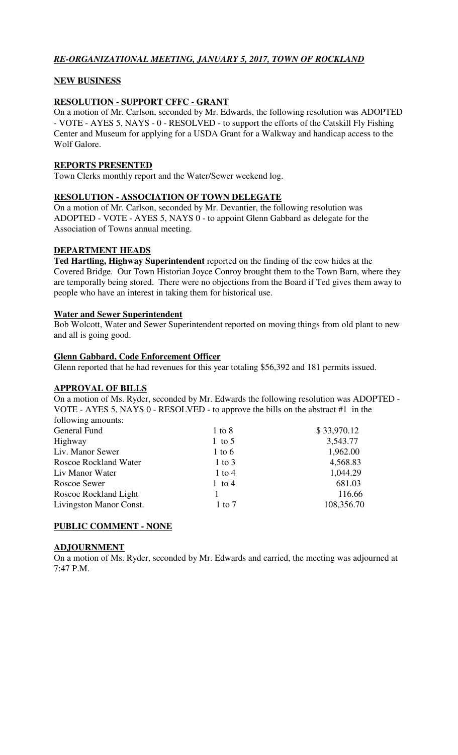***RE-ORGANIZATIONAL MEETING, JANUARY 5, 2017, TOWN OF ROCKLAND***

**NEW BUSINESS**

**RESOLUTION - SUPPORT CFFC - GRANT**

On a motion of Mr. Carlson, seconded by Mr. Edwards, the following resolution was ADOPTED - VOTE - AYES 5, NAYS - 0 - RESOLVED - to support the efforts of the Catskill Fly Fishing Center and Museum for applying for a USDA Grant for a Walkway and handicap access to the Wolf Galore.

**REPORTS PRESENTED**

Town Clerks monthly report and the Water/Sewer weekend log.

**RESOLUTION - ASSOCIATION OF TOWN DELEGATE**

On a motion of Mr. Carlson, seconded by Mr. Devantier, the following resolution was ADOPTED - VOTE - AYES 5, NAYS 0 - to appoint Glenn Gabbard as delegate for the Association of Towns annual meeting.

**DEPARTMENT HEADS**

**Ted Hartling, Highway Superintendent** reported on the finding of the cow hides at the Covered Bridge. Our Town Historian Joyce Conroy brought them to the Town Barn, where they are temporally being stored. There were no objections from the Board if Ted gives them away to people who have an interest in taking them for historical use.

**Water and Sewer Superintendent**

Bob Wolcott, Water and Sewer Superintendent reported on moving things from old plant to new and all is going good.

**Glenn Gabbard, Code Enforcement Officer**

Glenn reported that he had revenues for this year totaling $56,392 and 181 permits issued.

**APPROVAL OF BILLS**

On a motion of Ms. Ryder, seconded by Mr. Edwards the following resolution was ADOPTED - VOTE - AYES 5, NAYS 0 - RESOLVED - to approve the bills on the abstract #1 in the following amounts:

| | | |
|---|---|---|
| General Fund | 1 to 8 | $ 33,970.12 |
| Highway | 1 to 5 | 3,543.77 |
| Liv. Manor Sewer | 1 to 6 | 1,962.00 |
| Roscoe Rockland Water | 1 to 3 | 4,568.83 |
| Liv Manor Water | 1 to 4 | 1,044.29 |
| Roscoe Sewer | 1 to 4 | 681.03 |
| Roscoe Rockland Light | 1 | 116.66 |
| Livingston Manor Const. | 1 to 7 | 108,356.70 |

**PUBLIC COMMENT - NONE**

**ADJOURNMENT**

On a motion of Ms. Ryder, seconded by Mr. Edwards and carried, the meeting was adjourned at 7:47 P.M.